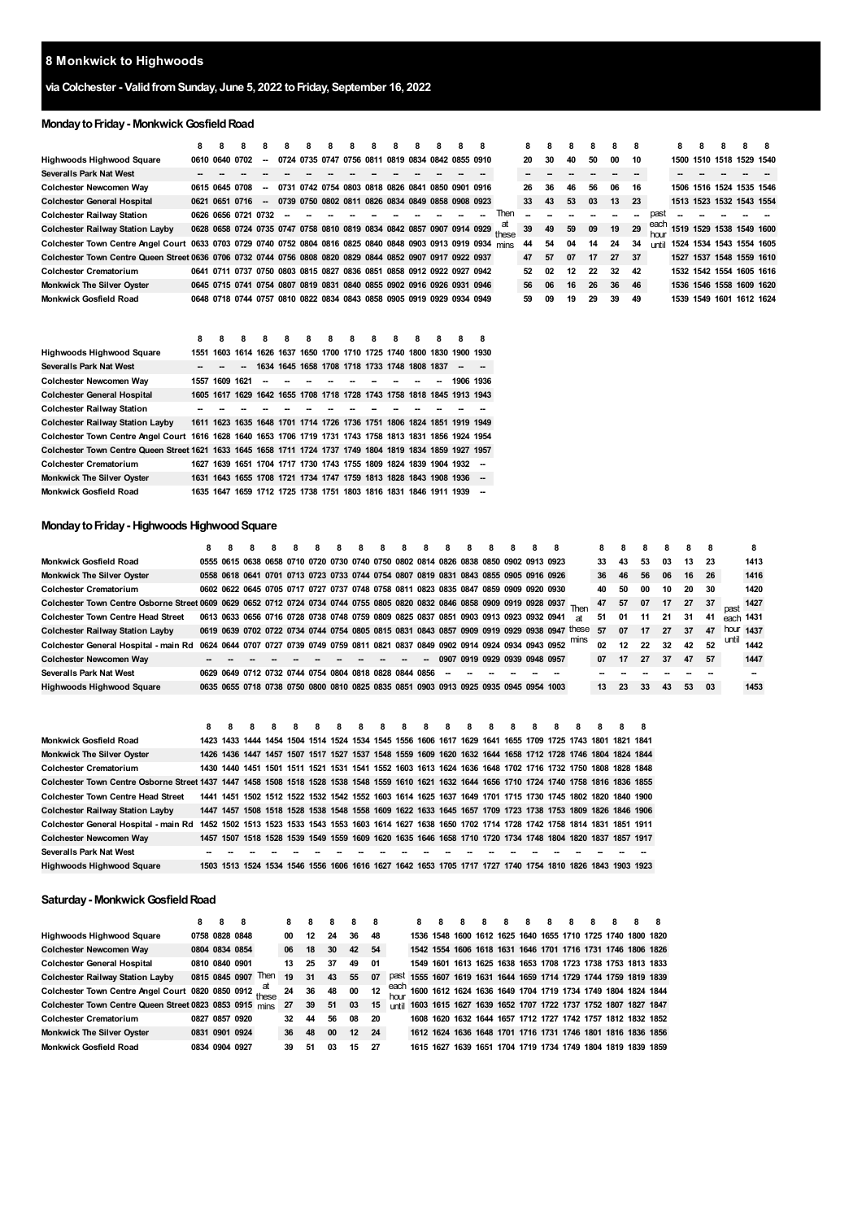# 8 Monkwick to Highwoods

## via Colchester - Valid from Sunday, June 5, 2022 to Friday, September 16, 2022

### Monday to Friday - Monkwick Gosfield Road

| | 8 | 8 | 8 | 8 | 8 | 8 | 8 | 8 | 8 | 8 | 8 | 8 | 8 | 8 | | 8 | 8 | 8 | 8 | 8 | 8 | | 8 | 8 | 8 | 8 | 8 |
|---|---|---|---|---|---|---|---|---|---|---|---|---|---|---|---|---|---|---|---|---|---|---|---|---|---|---|---|
| Highwoods Highwood Square | 0610 | 0640 | 0702 | -- | 0724 | 0735 | 0747 | 0756 | 0811 | 0819 | 0834 | 0842 | 0855 | 0910 | | 20 | 30 | 40 | 50 | 00 | 10 | | 1500 | 1510 | 1518 | 1529 | 1540 |
| Severalls Park Nat West | -- | -- | -- | -- | -- | -- | -- | -- | -- | -- | -- | -- | -- | -- | | -- | -- | -- | -- | -- | -- | | -- | -- | -- | -- | -- |
| Colchester Newcomen Way | 0615 | 0645 | 0708 | -- | 0731 | 0742 | 0754 | 0803 | 0818 | 0826 | 0841 | 0850 | 0901 | 0916 | | 26 | 36 | 46 | 56 | 06 | 16 | | 1506 | 1516 | 1524 | 1535 | 1546 |
| Colchester General Hospital | 0621 | 0651 | 0716 | -- | 0739 | 0750 | 0802 | 0811 | 0826 | 0834 | 0849 | 0858 | 0908 | 0923 | | 33 | 43 | 53 | 03 | 13 | 23 | | 1513 | 1523 | 1532 | 1543 | 1554 |
| Colchester Railway Station | 0626 | 0656 | 0721 | 0732 | -- | -- | -- | -- | -- | -- | -- | -- | -- | -- | Then | -- | -- | -- | -- | -- | -- | past | -- | -- | -- | -- | -- |
| Colchester Railway Station Layby | 0628 | 0658 | 0724 | 0735 | 0747 | 0758 | 0810 | 0819 | 0834 | 0842 | 0857 | 0907 | 0914 | 0929 | at | 39 | 49 | 59 | 09 | 19 | 29 | each | 1519 | 1529 | 1538 | 1549 | 1600 |
| Colchester Town Centre Angel Court | 0633 | 0703 | 0729 | 0740 | 0752 | 0804 | 0816 | 0825 | 0840 | 0848 | 0903 | 0913 | 0919 | 0934 | these | 44 | 54 | 04 | 14 | 24 | 34 | hour | 1524 | 1534 | 1543 | 1554 | 1605 |
| Colchester Town Centre Queen Street | 0636 | 0706 | 0732 | 0744 | 0756 | 0808 | 0820 | 0829 | 0844 | 0852 | 0907 | 0917 | 0922 | 0937 | mins | 47 | 57 | 07 | 17 | 27 | 37 | until | 1527 | 1537 | 1548 | 1559 | 1610 |
| Colchester Crematorium | 0641 | 0711 | 0737 | 0750 | 0803 | 0815 | 0827 | 0836 | 0851 | 0858 | 0912 | 0922 | 0927 | 0942 | | 52 | 02 | 12 | 22 | 32 | 42 | | 1532 | 1542 | 1554 | 1605 | 1616 |
| Monkwick The Silver Oyster | 0645 | 0715 | 0741 | 0754 | 0807 | 0819 | 0831 | 0840 | 0855 | 0902 | 0916 | 0926 | 0931 | 0946 | | 56 | 06 | 16 | 26 | 36 | 46 | | 1536 | 1546 | 1558 | 1609 | 1620 |
| Monkwick Gosfield Road | 0648 | 0718 | 0744 | 0757 | 0810 | 0822 | 0834 | 0843 | 0858 | 0905 | 0919 | 0929 | 0934 | 0949 | | 59 | 09 | 19 | 29 | 39 | 49 | | 1539 | 1549 | 1601 | 1612 | 1624 |

| | 8 | 8 | 8 | 8 | 8 | 8 | 8 | 8 | 8 | 8 | 8 | 8 | 8 | 8 |
|---|---|---|---|---|---|---|---|---|---|---|---|---|---|---|
| Highwoods Highwood Square | 1551 | 1603 | 1614 | 1626 | 1637 | 1650 | 1700 | 1710 | 1725 | 1740 | 1800 | 1830 | 1900 | 1930 |
| Severalls Park Nat West | -- | -- | -- | 1634 | 1645 | 1658 | 1708 | 1718 | 1733 | 1748 | 1808 | 1837 | -- | -- |
| Colchester Newcomen Way | 1557 | 1609 | 1621 | -- | -- | -- | -- | -- | -- | -- | -- | -- | 1906 | 1936 |
| Colchester General Hospital | 1605 | 1617 | 1629 | 1642 | 1655 | 1708 | 1718 | 1728 | 1743 | 1758 | 1818 | 1845 | 1913 | 1943 |
| Colchester Railway Station | -- | -- | -- | -- | -- | -- | -- | -- | -- | -- | -- | -- | -- | -- |
| Colchester Railway Station Layby | 1611 | 1623 | 1635 | 1648 | 1701 | 1714 | 1726 | 1736 | 1751 | 1806 | 1824 | 1851 | 1919 | 1949 |
| Colchester Town Centre Angel Court | 1616 | 1628 | 1640 | 1653 | 1706 | 1719 | 1731 | 1743 | 1758 | 1813 | 1831 | 1856 | 1924 | 1954 |
| Colchester Town Centre Queen Street | 1621 | 1633 | 1645 | 1658 | 1711 | 1724 | 1737 | 1749 | 1804 | 1819 | 1834 | 1859 | 1927 | 1957 |
| Colchester Crematorium | 1627 | 1639 | 1651 | 1704 | 1717 | 1730 | 1743 | 1755 | 1809 | 1824 | 1839 | 1904 | 1932 | -- |
| Monkwick The Silver Oyster | 1631 | 1643 | 1655 | 1708 | 1721 | 1734 | 1747 | 1759 | 1813 | 1828 | 1843 | 1908 | 1936 | -- |
| Monkwick Gosfield Road | 1635 | 1647 | 1659 | 1712 | 1725 | 1738 | 1751 | 1803 | 1816 | 1831 | 1846 | 1911 | 1939 | -- |

### Monday to Friday - Highwoods Highwood Square

| | 8 | 8 | 8 | 8 | 8 | 8 | 8 | 8 | 8 | 8 | 8 | 8 | 8 | 8 | 8 | 8 | 8 | | 8 | 8 | 8 | 8 | 8 | 8 | | 8 |
|---|---|---|---|---|---|---|---|---|---|---|---|---|---|---|---|---|---|---|---|---|---|---|---|---|---|---|
| Monkwick Gosfield Road | | 0555 | 0615 | 0638 | 0658 | 0710 | 0720 | 0730 | 0740 | 0750 | 0802 | 0814 | 0826 | 0838 | 0850 | 0902 | 0913 | 0923 | 33 | 43 | 53 | 03 | 13 | 23 | | 1413 |
| Monkwick The Silver Oyster | | 0558 | 0618 | 0641 | 0701 | 0713 | 0723 | 0733 | 0744 | 0754 | 0807 | 0819 | 0831 | 0843 | 0855 | 0905 | 0916 | 0926 | 36 | 46 | 56 | 06 | 16 | 26 | | 1416 |
| Colchester Crematorium | | 0602 | 0622 | 0645 | 0705 | 0717 | 0727 | 0737 | 0748 | 0758 | 0811 | 0823 | 0835 | 0847 | 0859 | 0909 | 0920 | 0930 | 40 | 50 | 00 | 10 | 20 | 30 | | 1420 |
| Colchester Town Centre Osborne Street | 0609 | 0629 | 0652 | 0712 | 0724 | 0734 | 0744 | 0755 | 0805 | 0820 | 0832 | 0846 | 0858 | 0909 | 0919 | 0928 | 0937 | Then | 47 | 57 | 07 | 17 | 27 | 37 | past | 1427 |
| Colchester Town Centre Head Street | 0613 | 0633 | 0656 | 0716 | 0728 | 0738 | 0748 | 0759 | 0809 | 0825 | 0837 | 0851 | 0903 | 0913 | 0923 | 0932 | 0941 | at | 51 | 01 | 11 | 21 | 31 | 41 | each | 1431 |
| Colchester Railway Station Layby | 0619 | 0639 | 0702 | 0722 | 0734 | 0744 | 0754 | 0805 | 0815 | 0831 | 0843 | 0857 | 0909 | 0919 | 0929 | 0938 | 0947 | these | 57 | 07 | 17 | 27 | 37 | 47 | hour | 1437 |
| Colchester General Hospital - main Rd | 0624 | 0644 | 0707 | 0727 | 0739 | 0749 | 0759 | 0811 | 0821 | 0837 | 0849 | 0902 | 0914 | 0924 | 0934 | 0943 | 0952 | mins | 02 | 12 | 22 | 32 | 42 | 52 | until | 1442 |
| Colchester Newcomen Way | -- | -- | -- | -- | -- | -- | -- | -- | -- | -- | -- | 0907 | 0919 | 0929 | 0939 | 0948 | 0957 | | 07 | 17 | 27 | 37 | 47 | 57 | | 1447 |
| Severalls Park Nat West | 0629 | 0649 | 0712 | 0732 | 0744 | 0754 | 0804 | 0818 | 0828 | 0844 | 0856 | -- | -- | -- | -- | -- | -- | | -- | -- | -- | -- | -- | -- | | -- |
| Highwoods Highwood Square | 0635 | 0655 | 0718 | 0738 | 0750 | 0800 | 0810 | 0825 | 0835 | 0851 | 0903 | 0913 | 0925 | 0935 | 0945 | 0954 | 1003 | | 13 | 23 | 33 | 43 | 53 | 03 | | 1453 |

| | 8 | 8 | 8 | 8 | 8 | 8 | 8 | 8 | 8 | 8 | 8 | 8 | 8 | 8 | 8 | 8 | 8 | 8 | 8 | 8 | 8 | 8 |
|---|---|---|---|---|---|---|---|---|---|---|---|---|---|---|---|---|---|---|---|---|---|---|
| Monkwick Gosfield Road | | 1423 | 1433 | 1444 | 1454 | 1504 | 1514 | 1524 | 1534 | 1545 | 1556 | 1606 | 1617 | 1629 | 1641 | 1655 | 1709 | 1725 | 1743 | 1801 | 1821 | 1841 |
| Monkwick The Silver Oyster | | 1426 | 1436 | 1447 | 1457 | 1507 | 1517 | 1527 | 1537 | 1548 | 1559 | 1609 | 1620 | 1632 | 1644 | 1658 | 1712 | 1728 | 1746 | 1804 | 1824 | 1844 |
| Colchester Crematorium | | 1430 | 1440 | 1451 | 1501 | 1511 | 1521 | 1531 | 1541 | 1552 | 1603 | 1613 | 1624 | 1636 | 1648 | 1702 | 1716 | 1732 | 1750 | 1808 | 1828 | 1848 |
| Colchester Town Centre Osborne Street | 1437 | 1447 | 1458 | 1508 | 1518 | 1528 | 1538 | 1548 | 1559 | 1610 | 1621 | 1632 | 1644 | 1656 | 1710 | 1724 | 1740 | 1758 | 1816 | 1836 | 1855 | |
| Colchester Town Centre Head Street | | 1441 | 1451 | 1502 | 1512 | 1522 | 1532 | 1542 | 1552 | 1603 | 1614 | 1625 | 1637 | 1649 | 1701 | 1715 | 1730 | 1745 | 1802 | 1820 | 1840 | 1900 |
| Colchester Railway Station Layby | | 1447 | 1457 | 1508 | 1518 | 1528 | 1538 | 1548 | 1558 | 1609 | 1622 | 1633 | 1645 | 1657 | 1709 | 1723 | 1738 | 1753 | 1809 | 1826 | 1846 | 1906 |
| Colchester General Hospital - main Rd | 1452 | 1502 | 1513 | 1523 | 1533 | 1543 | 1553 | 1603 | 1614 | 1627 | 1638 | 1650 | 1702 | 1714 | 1728 | 1742 | 1758 | 1814 | 1831 | 1851 | 1911 | |
| Colchester Newcomen Way | | 1457 | 1507 | 1518 | 1528 | 1539 | 1549 | 1559 | 1609 | 1620 | 1635 | 1646 | 1658 | 1710 | 1720 | 1734 | 1748 | 1804 | 1820 | 1837 | 1857 | 1917 |
| Severalls Park Nat West | | -- | -- | -- | -- | -- | -- | -- | -- | -- | -- | -- | -- | -- | -- | -- | -- | -- | -- | -- | -- | -- |
| Highwoods Highwood Square | | 1503 | 1513 | 1524 | 1534 | 1546 | 1556 | 1606 | 1616 | 1627 | 1642 | 1653 | 1705 | 1717 | 1727 | 1740 | 1754 | 1810 | 1826 | 1843 | 1903 | 1923 |

### Saturday - Monkwick Gosfield Road

| | 8 | 8 | 8 | | 8 | 8 | 8 | 8 | 8 | | 8 | 8 | 8 | 8 | 8 | 8 | 8 | 8 | 8 | 8 | 8 | 8 |
|---|---|---|---|---|---|---|---|---|---|---|---|---|---|---|---|---|---|---|---|---|---|---|
| Highwoods Highwood Square | 0758 | 0828 | 0848 | | 00 | 12 | 24 | 36 | 48 | | 1536 | 1548 | 1600 | 1612 | 1625 | 1640 | 1655 | 1710 | 1725 | 1740 | 1800 | 1820 |
| Colchester Newcomen Way | 0804 | 0834 | 0854 | | 06 | 18 | 30 | 42 | 54 | | 1542 | 1554 | 1606 | 1618 | 1631 | 1646 | 1701 | 1716 | 1731 | 1746 | 1806 | 1826 |
| Colchester General Hospital | 0810 | 0840 | 0901 | | 13 | 25 | 37 | 49 | 01 | | 1549 | 1601 | 1613 | 1625 | 1638 | 1653 | 1708 | 1723 | 1738 | 1753 | 1813 | 1833 |
| Colchester Railway Station Layby | 0815 | 0845 | 0907 | Then | 19 | 31 | 43 | 55 | 07 | past | 1555 | 1607 | 1619 | 1631 | 1644 | 1659 | 1714 | 1729 | 1744 | 1759 | 1819 | 1839 |
| Colchester Town Centre Angel Court | 0820 | 0850 | 0912 | at | 24 | 36 | 48 | 00 | 12 | each | 1600 | 1612 | 1624 | 1636 | 1649 | 1704 | 1719 | 1734 | 1749 | 1804 | 1824 | 1844 |
| Colchester Town Centre Queen Street | 0823 | 0853 | 0915 | these mins | 27 | 39 | 51 | 03 | 15 | hour until | 1603 | 1615 | 1627 | 1639 | 1652 | 1707 | 1722 | 1737 | 1752 | 1807 | 1827 | 1847 |
| Colchester Crematorium | 0827 | 0857 | 0920 | | 32 | 44 | 56 | 08 | 20 | | 1608 | 1620 | 1632 | 1644 | 1657 | 1712 | 1727 | 1742 | 1757 | 1812 | 1832 | 1852 |
| Monkwick The Silver Oyster | 0831 | 0901 | 0924 | | 36 | 48 | 00 | 12 | 24 | | 1612 | 1624 | 1636 | 1648 | 1701 | 1716 | 1731 | 1746 | 1801 | 1816 | 1836 | 1856 |
| Monkwick Gosfield Road | 0834 | 0904 | 0927 | | 39 | 51 | 03 | 15 | 27 | | 1615 | 1627 | 1639 | 1651 | 1704 | 1719 | 1734 | 1749 | 1804 | 1819 | 1839 | 1859 |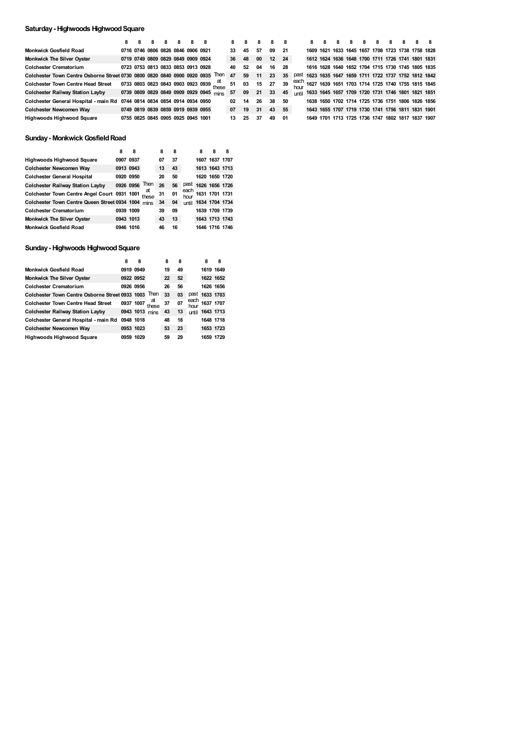## Saturday - Highwoods Highwood Square

| | 8 | 8 | 8 | 8 | 8 | 8 | 8 | | 8 | 8 | 8 | 8 | 8 | | 8 | 8 | 8 | 8 | 8 | 8 | 8 | 8 | 8 | 8 |
|---|---|---|---|---|---|---|---|---|---|---|---|---|---|---|---|---|---|---|---|---|---|---|---|---|
| Monkwick Gosfield Road | 0716 | 0746 | 0806 | 0826 | 0846 | 0906 | 0921 | | 33 | 45 | 57 | 09 | 21 | | 1609 | 1621 | 1633 | 1645 | 1657 | 1708 | 1723 | 1738 | 1758 | 1828 |
| Monkwick The Silver Oyster | 0719 | 0749 | 0809 | 0829 | 0849 | 0909 | 0924 | | 36 | 48 | 00 | 12 | 24 | | 1612 | 1624 | 1636 | 1648 | 1700 | 1711 | 1726 | 1741 | 1801 | 1831 |
| Colchester Crematorium | 0723 | 0753 | 0813 | 0833 | 0853 | 0913 | 0928 | | 40 | 52 | 04 | 16 | 28 | | 1616 | 1628 | 1640 | 1652 | 1704 | 1715 | 1730 | 1745 | 1805 | 1835 |
| Colchester Town Centre Osborne Street | 0730 | 0800 | 0820 | 0840 | 0900 | 0920 | 0935 | Then | 47 | 59 | 11 | 23 | 35 | past | 1623 | 1635 | 1647 | 1659 | 1711 | 1722 | 1737 | 1752 | 1812 | 1842 |
| Colchester Town Centre Head Street | 0733 | 0803 | 0823 | 0843 | 0903 | 0923 | 0939 | at these | 51 | 03 | 15 | 27 | 39 | each hour | 1627 | 1639 | 1651 | 1703 | 1714 | 1725 | 1740 | 1755 | 1815 | 1845 |
| Colchester Railway Station Layby | 0739 | 0809 | 0829 | 0849 | 0909 | 0929 | 0945 | mins | 57 | 09 | 21 | 33 | 45 | until | 1633 | 1645 | 1657 | 1709 | 1720 | 1731 | 1746 | 1801 | 1821 | 1851 |
| Colchester General Hospital - main Rd | 0744 | 0814 | 0834 | 0854 | 0914 | 0934 | 0950 | | 02 | 14 | 26 | 38 | 50 | | 1638 | 1650 | 1702 | 1714 | 1725 | 1736 | 1751 | 1806 | 1826 | 1856 |
| Colchester Newcomen Way | 0749 | 0819 | 0839 | 0859 | 0919 | 0939 | 0955 | | 07 | 19 | 31 | 43 | 55 | | 1643 | 1655 | 1707 | 1719 | 1730 | 1741 | 1756 | 1811 | 1831 | 1901 |
| Highwoods Highwood Square | 0755 | 0825 | 0845 | 0905 | 0925 | 0945 | 1001 | | 13 | 25 | 37 | 49 | 01 | | 1649 | 1701 | 1713 | 1725 | 1736 | 1747 | 1802 | 1817 | 1837 | 1907 |

## Sunday - Monkwick Gosfield Road

| | 8 | 8 | | 8 | 8 | | 8 | 8 | 8 |
|---|---|---|---|---|---|---|---|---|---|
| Highwoods Highwood Square | 0907 | 0937 | | 07 | 37 | | 1607 | 1637 | 1707 |
| Colchester Newcomen Way | 0913 | 0943 | | 13 | 43 | | 1613 | 1643 | 1713 |
| Colchester General Hospital | 0920 | 0950 | | 20 | 50 | | 1620 | 1650 | 1720 |
| Colchester Railway Station Layby | 0926 | 0956 | Then | 26 | 56 | past | 1626 | 1656 | 1726 |
| Colchester Town Centre Angel Court | 0931 | 1001 | at these | 31 | 01 | each hour | 1631 | 1701 | 1731 |
| Colchester Town Centre Queen Street | 0934 | 1004 | mins | 34 | 04 | until | 1634 | 1704 | 1734 |
| Colchester Crematorium | 0939 | 1009 | | 39 | 09 | | 1639 | 1709 | 1739 |
| Monkwick The Silver Oyster | 0943 | 1013 | | 43 | 13 | | 1643 | 1713 | 1743 |
| Monkwick Gosfield Road | 0946 | 1016 | | 46 | 16 | | 1646 | 1716 | 1746 |

## Sunday - Highwoods Highwood Square

| | 8 | 8 | | 8 | 8 | | 8 | 8 |
|---|---|---|---|---|---|---|---|---|
| Monkwick Gosfield Road | 0919 | 0949 | | 19 | 49 | | 1619 | 1649 |
| Monkwick The Silver Oyster | 0922 | 0952 | | 22 | 52 | | 1622 | 1652 |
| Colchester Crematorium | 0926 | 0956 | | 26 | 56 | | 1626 | 1656 |
| Colchester Town Centre Osborne Street | 0933 | 1003 | Then | 33 | 03 | past | 1633 | 1703 |
| Colchester Town Centre Head Street | 0937 | 1007 | at these | 37 | 07 | each hour | 1637 | 1707 |
| Colchester Railway Station Layby | 0943 | 1013 | mins | 43 | 13 | until | 1643 | 1713 |
| Colchester General Hospital - main Rd | 0948 | 1018 | | 48 | 18 | | 1648 | 1718 |
| Colchester Newcomen Way | 0953 | 1023 | | 53 | 23 | | 1653 | 1723 |
| Highwoods Highwood Square | 0959 | 1029 | | 59 | 29 | | 1659 | 1729 |